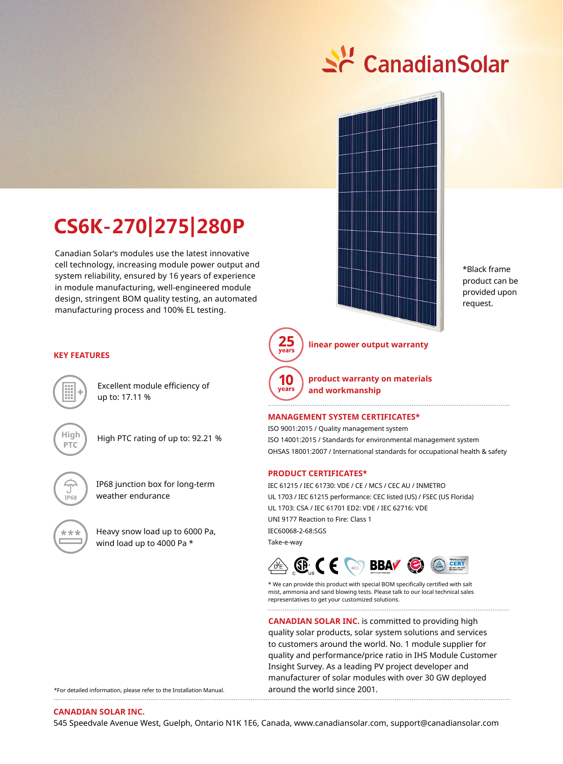CanadianSolar

# CS6K-270|275|280P

Canadian Solar's modules use the latest innovative cell technology, increasing module power output and system reliability, ensured by 16 years of experience in module manufacturing, well-engineered module design, stringent BOM quality testing, an automated manufacturing process and 100% EL testing.

*Black frame product can be provided upon request.

**25 years** linear power output warranty

**10 years** product warranty on materials and workmanship

## KEY FEATURES

- Excellent module efficiency of up to: 17.11 %
- High PTC rating of up to: 92.21 %
- IP68 junction box for long-term weather endurance
- Heavy snow load up to 6000 Pa, wind load up to 4000 Pa *

*For detailed information, please refer to the Installation Manual.

## MANAGEMENT SYSTEM CERTIFICATES*

ISO 9001:2015 / Quality management system
ISO 14001:2015 / Standards for environmental management system
OHSAS 18001:2007 / International standards for occupational health & safety

## PRODUCT CERTIFICATES*

IEC 61215 / IEC 61730: VDE / CE / MCS / CEC AU / INMETRO
UL 1703 / IEC 61215 performance: CEC listed (US) / FSEC (US Florida)
UL 1703: CSA / IEC 61701 ED2: VDE / IEC 62716: VDE
UNI 9177 Reaction to Fire: Class 1
IEC60068-2-68:SGS
Take-e-way

* We can provide this product with special BOM specifically certified with salt mist, ammonia and sand blowing tests. Please talk to our local technical sales representatives to get your customized solutions.

**CANADIAN SOLAR INC.** is committed to providing high quality solar products, solar system solutions and services to customers around the world. No. 1 module supplier for quality and performance/price ratio in IHS Module Customer Insight Survey. As a leading PV project developer and manufacturer of solar modules with over 30 GW deployed around the world since 2001.

**CANADIAN SOLAR INC.**
545 Speedvale Avenue West, Guelph, Ontario N1K 1E6, Canada, www.canadiansolar.com, support@canadiansolar.com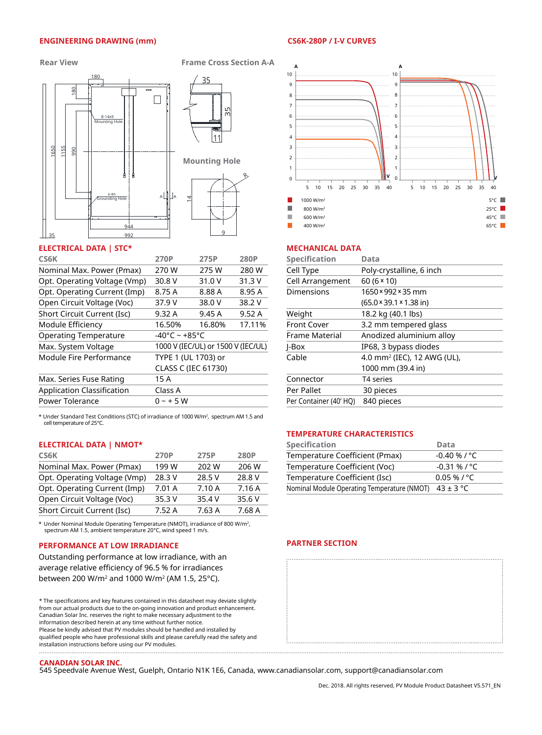## ENGINEERING DRAWING (mm)

Rear View

180
180
8-14x9
Mounting Hole
1650
1155
990
6-Φ5
Grounding Hole
A
A
944
992
35

Frame Cross Section A-A

35
35
11

Mounting Hole

R
14
9

## CS6K-280P / I-V CURVES

A
10
9
8
7
6
5
4
3
2
1
0
5 10 15 20 25 30 35 40
V

A
10
9
8
7
6
5
4
3
2
1
0
5 10 15 20 25 30 35 40
V

1000 W/m²
800 W/m²
600 W/m²
400 W/m²

5°C
25°C
45°C
65°C

## ELECTRICAL DATA | STC*

| CS6K | 270P | 275P | 280P |
|---|---|---|---|
| Nominal Max. Power (Pmax) | 270 W | 275 W | 280 W |
| Opt. Operating Voltage (Vmp) | 30.8 V | 31.0 V | 31.3 V |
| Opt. Operating Current (Imp) | 8.75 A | 8.88 A | 8.95 A |
| Open Circuit Voltage (Voc) | 37.9 V | 38.0 V | 38.2 V |
| Short Circuit Current (Isc) | 9.32 A | 9.45 A | 9.52 A |
| Module Efficiency | 16.50% | 16.80% | 17.11% |
| Operating Temperature | -40°C ~ +85°C | | |
| Max. System Voltage | 1000 V (IEC/UL) or 1500 V (IEC/UL) | | |
| Module Fire Performance | TYPE 1 (UL 1703) or CLASS C (IEC 61730) | | |
| Max. Series Fuse Rating | 15 A | | |
| Application Classification | Class A | | |
| Power Tolerance | 0 ~ + 5 W | | |

\* Under Standard Test Conditions (STC) of irradiance of 1000 W/m², spectrum AM 1.5 and cell temperature of 25°C.

## ELECTRICAL DATA | NMOT*

| CS6K | 270P | 275P | 280P |
|---|---|---|---|
| Nominal Max. Power (Pmax) | 199 W | 202 W | 206 W |
| Opt. Operating Voltage (Vmp) | 28.3 V | 28.5 V | 28.8 V |
| Opt. Operating Current (Imp) | 7.01 A | 7.10 A | 7.16 A |
| Open Circuit Voltage (Voc) | 35.3 V | 35.4 V | 35.6 V |
| Short Circuit Current (Isc) | 7.52 A | 7.63 A | 7.68 A |

\* Under Nominal Module Operating Temperature (NMOT), irradiance of 800 W/m², spectrum AM 1.5, ambient temperature 20°C, wind speed 1 m/s.

## PERFORMANCE AT LOW IRRADIANCE

Outstanding performance at low irradiance, with an average relative efficiency of 96.5 % for irradiances between 200 W/m² and 1000 W/m² (AM 1.5, 25°C).

\* The specifications and key features contained in this datasheet may deviate slightly from our actual products due to the on-going innovation and product enhancement. Canadian Solar Inc. reserves the right to make necessary adjustment to the information described herein at any time without further notice.
Please be kindly advised that PV modules should be handled and installed by qualified people who have professional skills and please carefully read the safety and installation instructions before using our PV modules.

## MECHANICAL DATA

| Specification | Data |
|---|---|
| Cell Type | Poly-crystalline, 6 inch |
| Cell Arrangement | 60 (6 × 10) |
| Dimensions | 1650 × 992 × 35 mm (65.0 × 39.1 × 1.38 in) |
| Weight | 18.2 kg (40.1 lbs) |
| Front Cover | 3.2 mm tempered glass |
| Frame Material | Anodized aluminium alloy |
| J-Box | IP68, 3 bypass diodes |
| Cable | 4.0 mm² (IEC), 12 AWG (UL), 1000 mm (39.4 in) |
| Connector | T4 series |
| Per Pallet | 30 pieces |
| Per Container (40' HQ) | 840 pieces |

## TEMPERATURE CHARACTERISTICS

| Specification | Data |
|---|---|
| Temperature Coefficient (Pmax) | -0.40 % / °C |
| Temperature Coefficient (Voc) | -0.31 % / °C |
| Temperature Coefficient (Isc) | 0.05 % / °C |
| Nominal Module Operating Temperature (NMOT) | 43 ± 3 °C |

## PARTNER SECTION

**CANADIAN SOLAR INC.**
545 Speedvale Avenue West, Guelph, Ontario N1K 1E6, Canada, www.canadiansolar.com, support@canadiansolar.com

Dec. 2018. All rights reserved, PV Module Product Datasheet V5.571_EN